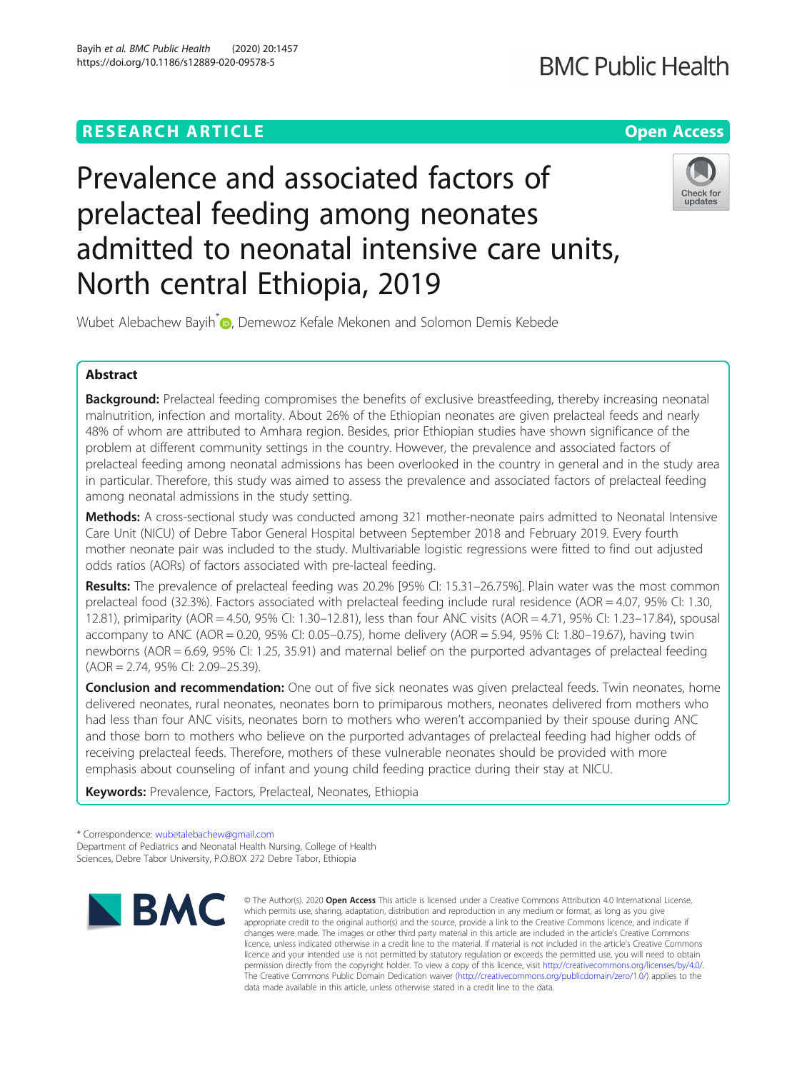RESEARCH ARTICLE

Open Access

# Prevalence and associated factors of prelacteal feeding among neonates admitted to neonatal intensive care units, North central Ethiopia, 2019

Wubet Alebachew Bayih*, Demewoz Kefale Mekonen and Solomon Demis Kebede

## Abstract

**Background:** Prelacteal feeding compromises the benefits of exclusive breastfeeding, thereby increasing neonatal malnutrition, infection and mortality. About 26% of the Ethiopian neonates are given prelacteal feeds and nearly 48% of whom are attributed to Amhara region. Besides, prior Ethiopian studies have shown significance of the problem at different community settings in the country. However, the prevalence and associated factors of prelacteal feeding among neonatal admissions has been overlooked in the country in general and in the study area in particular. Therefore, this study was aimed to assess the prevalence and associated factors of prelacteal feeding among neonatal admissions in the study setting.

**Methods:** A cross-sectional study was conducted among 321 mother-neonate pairs admitted to Neonatal Intensive Care Unit (NICU) of Debre Tabor General Hospital between September 2018 and February 2019. Every fourth mother neonate pair was included to the study. Multivariable logistic regressions were fitted to find out adjusted odds ratios (AORs) of factors associated with pre-lacteal feeding.

**Results:** The prevalence of prelacteal feeding was 20.2% [95% CI: 15.31–26.75%]. Plain water was the most common prelacteal food (32.3%). Factors associated with prelacteal feeding include rural residence (AOR = 4.07, 95% CI: 1.30, 12.81), primiparity (AOR = 4.50, 95% CI: 1.30–12.81), less than four ANC visits (AOR = 4.71, 95% CI: 1.23–17.84), spousal accompany to ANC (AOR = 0.20, 95% CI: 0.05–0.75), home delivery (AOR = 5.94, 95% CI: 1.80–19.67), having twin newborns (AOR = 6.69, 95% CI: 1.25, 35.91) and maternal belief on the purported advantages of prelacteal feeding (AOR = 2.74, 95% CI: 2.09–25.39).

**Conclusion and recommendation:** One out of five sick neonates was given prelacteal feeds. Twin neonates, home delivered neonates, rural neonates, neonates born to primiparous mothers, neonates delivered from mothers who had less than four ANC visits, neonates born to mothers who weren't accompanied by their spouse during ANC and those born to mothers who believe on the purported advantages of prelacteal feeding had higher odds of receiving prelacteal feeds. Therefore, mothers of these vulnerable neonates should be provided with more emphasis about counseling of infant and young child feeding practice during their stay at NICU.

**Keywords:** Prevalence, Factors, Prelacteal, Neonates, Ethiopia

* Correspondence: wubetalebachew@gmail.com
Department of Pediatrics and Neonatal Health Nursing, College of Health Sciences, Debre Tabor University, P.O.BOX 272 Debre Tabor, Ethiopia

© The Author(s). 2020 **Open Access** This article is licensed under a Creative Commons Attribution 4.0 International License, which permits use, sharing, adaptation, distribution and reproduction in any medium or format, as long as you give appropriate credit to the original author(s) and the source, provide a link to the Creative Commons licence, and indicate if changes were made. The images or other third party material in this article are included in the article's Creative Commons licence, unless indicated otherwise in a credit line to the material. If material is not included in the article's Creative Commons licence and your intended use is not permitted by statutory regulation or exceeds the permitted use, you will need to obtain permission directly from the copyright holder. To view a copy of this licence, visit http://creativecommons.org/licenses/by/4.0/. The Creative Commons Public Domain Dedication waiver (http://creativecommons.org/publicdomain/zero/1.0/) applies to the data made available in this article, unless otherwise stated in a credit line to the data.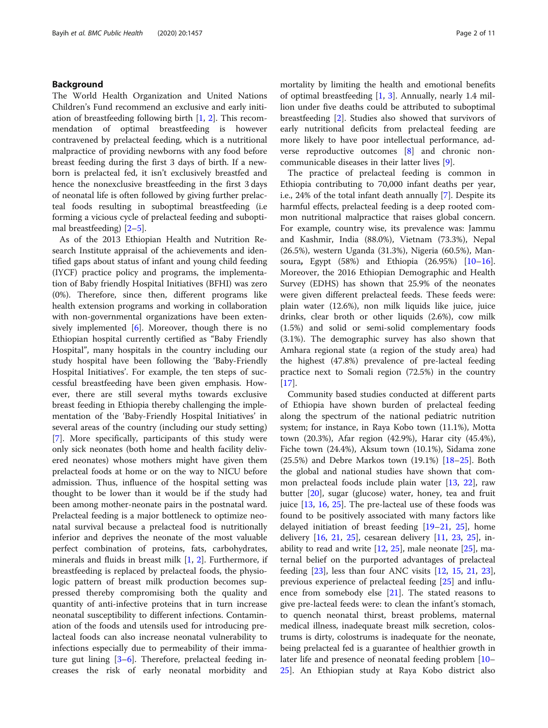## Background

The World Health Organization and United Nations Children's Fund recommend an exclusive and early initiation of breastfeeding following birth [1, 2]. This recommendation of optimal breastfeeding is however contravened by prelacteal feeding, which is a nutritional malpractice of providing newborns with any food before breast feeding during the first 3 days of birth. If a newborn is prelacteal fed, it isn't exclusively breastfed and hence the nonexclusive breastfeeding in the first 3 days of neonatal life is often followed by giving further prelacteal foods resulting in suboptimal breastfeeding (i.e forming a vicious cycle of prelacteal feeding and suboptimal breastfeeding) [2–5].

As of the 2013 Ethiopian Health and Nutrition Research Institute appraisal of the achievements and identified gaps about status of infant and young child feeding (IYCF) practice policy and programs, the implementation of Baby friendly Hospital Initiatives (BFHI) was zero (0%). Therefore, since then, different programs like health extension programs and working in collaboration with non-governmental organizations have been extensively implemented [6]. Moreover, though there is no Ethiopian hospital currently certified as "Baby Friendly Hospital", many hospitals in the country including our study hospital have been following the 'Baby-Friendly Hospital Initiatives'. For example, the ten steps of successful breastfeeding have been given emphasis. However, there are still several myths towards exclusive breast feeding in Ethiopia thereby challenging the implementation of the 'Baby-Friendly Hospital Initiatives' in several areas of the country (including our study setting) [7]. More specifically, participants of this study were only sick neonates (both home and health facility delivered neonates) whose mothers might have given them prelacteal foods at home or on the way to NICU before admission. Thus, influence of the hospital setting was thought to be lower than it would be if the study had been among mother-neonate pairs in the postnatal ward. Prelacteal feeding is a major bottleneck to optimize neonatal survival because a prelacteal food is nutritionally inferior and deprives the neonate of the most valuable perfect combination of proteins, fats, carbohydrates, minerals and fluids in breast milk [1, 2]. Furthermore, if breastfeeding is replaced by prelacteal foods, the physiologic pattern of breast milk production becomes suppressed thereby compromising both the quality and quantity of anti-infective proteins that in turn increase neonatal susceptibility to different infections. Contamination of the foods and utensils used for introducing prelacteal foods can also increase neonatal vulnerability to infections especially due to permeability of their immature gut lining [3–6]. Therefore, prelacteal feeding increases the risk of early neonatal morbidity and mortality by limiting the health and emotional benefits of optimal breastfeeding [1, 3]. Annually, nearly 1.4 million under five deaths could be attributed to suboptimal breastfeeding [2]. Studies also showed that survivors of early nutritional deficits from prelacteal feeding are more likely to have poor intellectual performance, adverse reproductive outcomes [8] and chronic non-communicable diseases in their latter lives [9].

The practice of prelacteal feeding is common in Ethiopia contributing to 70,000 infant deaths per year, i.e., 24% of the total infant death annually [7]. Despite its harmful effects, prelacteal feeding is a deep rooted common nutritional malpractice that raises global concern. For example, country wise, its prevalence was: Jammu and Kashmir, India (88.0%), Vietnam (73.3%), Nepal (26.5%), western Uganda (31.3%), Nigeria (60.5%), Mansoura, Egypt (58%) and Ethiopia (26.95%) [10–16]. Moreover, the 2016 Ethiopian Demographic and Health Survey (EDHS) has shown that 25.9% of the neonates were given different prelacteal feeds. These feeds were: plain water (12.6%), non milk liquids like juice, juice drinks, clear broth or other liquids (2.6%), cow milk (1.5%) and solid or semi-solid complementary foods (3.1%). The demographic survey has also shown that Amhara regional state (a region of the study area) had the highest (47.8%) prevalence of pre-lacteal feeding practice next to Somali region (72.5%) in the country [17].

Community based studies conducted at different parts of Ethiopia have shown burden of prelacteal feeding along the spectrum of the national pediatric nutrition system; for instance, in Raya Kobo town (11.1%), Motta town (20.3%), Afar region (42.9%), Harar city (45.4%), Fiche town (24.4%), Aksum town (10.1%), Sidama zone (25.5%) and Debre Markos town (19.1%) [18–25]. Both the global and national studies have shown that common prelacteal foods include plain water [13, 22], raw butter [20], sugar (glucose) water, honey, tea and fruit juice [13, 16, 25]. The pre-lacteal use of these foods was found to be positively associated with many factors like delayed initiation of breast feeding [19–21, 25], home delivery [16, 21, 25], cesarean delivery [11, 23, 25], inability to read and write [12, 25], male neonate [25], maternal belief on the purported advantages of prelacteal feeding [23], less than four ANC visits [12, 15, 21, 23], previous experience of prelacteal feeding [25] and influence from somebody else [21]. The stated reasons to give pre-lacteal feeds were: to clean the infant's stomach, to quench neonatal thirst, breast problems, maternal medical illness, inadequate breast milk secretion, colostrums is dirty, colostrums is inadequate for the neonate, being prelacteal fed is a guarantee of healthier growth in later life and presence of neonatal feeding problem [10–25]. An Ethiopian study at Raya Kobo district also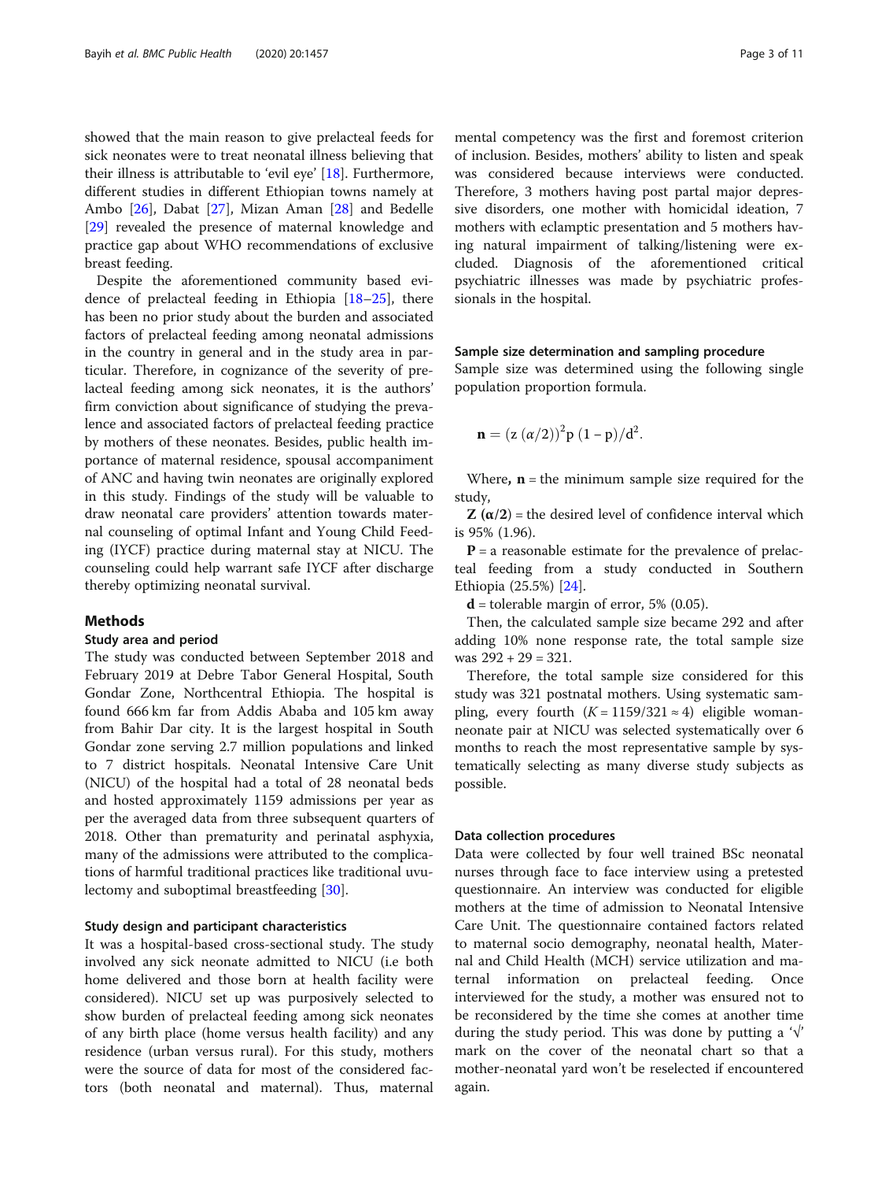showed that the main reason to give prelacteal feeds for sick neonates were to treat neonatal illness believing that their illness is attributable to 'evil eye' [18]. Furthermore, different studies in different Ethiopian towns namely at Ambo [26], Dabat [27], Mizan Aman [28] and Bedelle [29] revealed the presence of maternal knowledge and practice gap about WHO recommendations of exclusive breast feeding.

Despite the aforementioned community based evidence of prelacteal feeding in Ethiopia [18–25], there has been no prior study about the burden and associated factors of prelacteal feeding among neonatal admissions in the country in general and in the study area in particular. Therefore, in cognizance of the severity of prelacteal feeding among sick neonates, it is the authors' firm conviction about significance of studying the prevalence and associated factors of prelacteal feeding practice by mothers of these neonates. Besides, public health importance of maternal residence, spousal accompaniment of ANC and having twin neonates are originally explored in this study. Findings of the study will be valuable to draw neonatal care providers' attention towards maternal counseling of optimal Infant and Young Child Feeding (IYCF) practice during maternal stay at NICU. The counseling could help warrant safe IYCF after discharge thereby optimizing neonatal survival.

## Methods

### Study area and period

The study was conducted between September 2018 and February 2019 at Debre Tabor General Hospital, South Gondar Zone, Northcentral Ethiopia. The hospital is found 666 km far from Addis Ababa and 105 km away from Bahir Dar city. It is the largest hospital in South Gondar zone serving 2.7 million populations and linked to 7 district hospitals. Neonatal Intensive Care Unit (NICU) of the hospital had a total of 28 neonatal beds and hosted approximately 1159 admissions per year as per the averaged data from three subsequent quarters of 2018. Other than prematurity and perinatal asphyxia, many of the admissions were attributed to the complications of harmful traditional practices like traditional uvulectomy and suboptimal breastfeeding [30].

### Study design and participant characteristics

It was a hospital-based cross-sectional study. The study involved any sick neonate admitted to NICU (i.e both home delivered and those born at health facility were considered). NICU set up was purposively selected to show burden of prelacteal feeding among sick neonates of any birth place (home versus health facility) and any residence (urban versus rural). For this study, mothers were the source of data for most of the considered factors (both neonatal and maternal). Thus, maternal mental competency was the first and foremost criterion of inclusion. Besides, mothers' ability to listen and speak was considered because interviews were conducted. Therefore, 3 mothers having post partal major depressive disorders, one mother with homicidal ideation, 7 mothers with eclamptic presentation and 5 mothers having natural impairment of talking/listening were excluded. Diagnosis of the aforementioned critical psychiatric illnesses was made by psychiatric professionals in the hospital.

### Sample size determination and sampling procedure

Sample size was determined using the following single population proportion formula.

$$\mathbf{n} = (z\,(\alpha/2))^2 p\,(1-p)/d^2.$$

Where, **n** = the minimum sample size required for the study,

**Z (α/2)** = the desired level of confidence interval which is 95% (1.96).

**P** = a reasonable estimate for the prevalence of prelacteal feeding from a study conducted in Southern Ethiopia (25.5%) [24].

**d** = tolerable margin of error, 5% (0.05).

Then, the calculated sample size became 292 and after adding 10% none response rate, the total sample size was 292 + 29 = 321.

Therefore, the total sample size considered for this study was 321 postnatal mothers. Using systematic sampling, every fourth ($K = 1159/321 \approx 4$) eligible woman-neonate pair at NICU was selected systematically over 6 months to reach the most representative sample by systematically selecting as many diverse study subjects as possible.

### Data collection procedures

Data were collected by four well trained BSc neonatal nurses through face to face interview using a pretested questionnaire. An interview was conducted for eligible mothers at the time of admission to Neonatal Intensive Care Unit. The questionnaire contained factors related to maternal socio demography, neonatal health, Maternal and Child Health (MCH) service utilization and maternal information on prelacteal feeding. Once interviewed for the study, a mother was ensured not to be reconsidered by the time she comes at another time during the study period. This was done by putting a '√' mark on the cover of the neonatal chart so that a mother-neonatal yard won't be reselected if encountered again.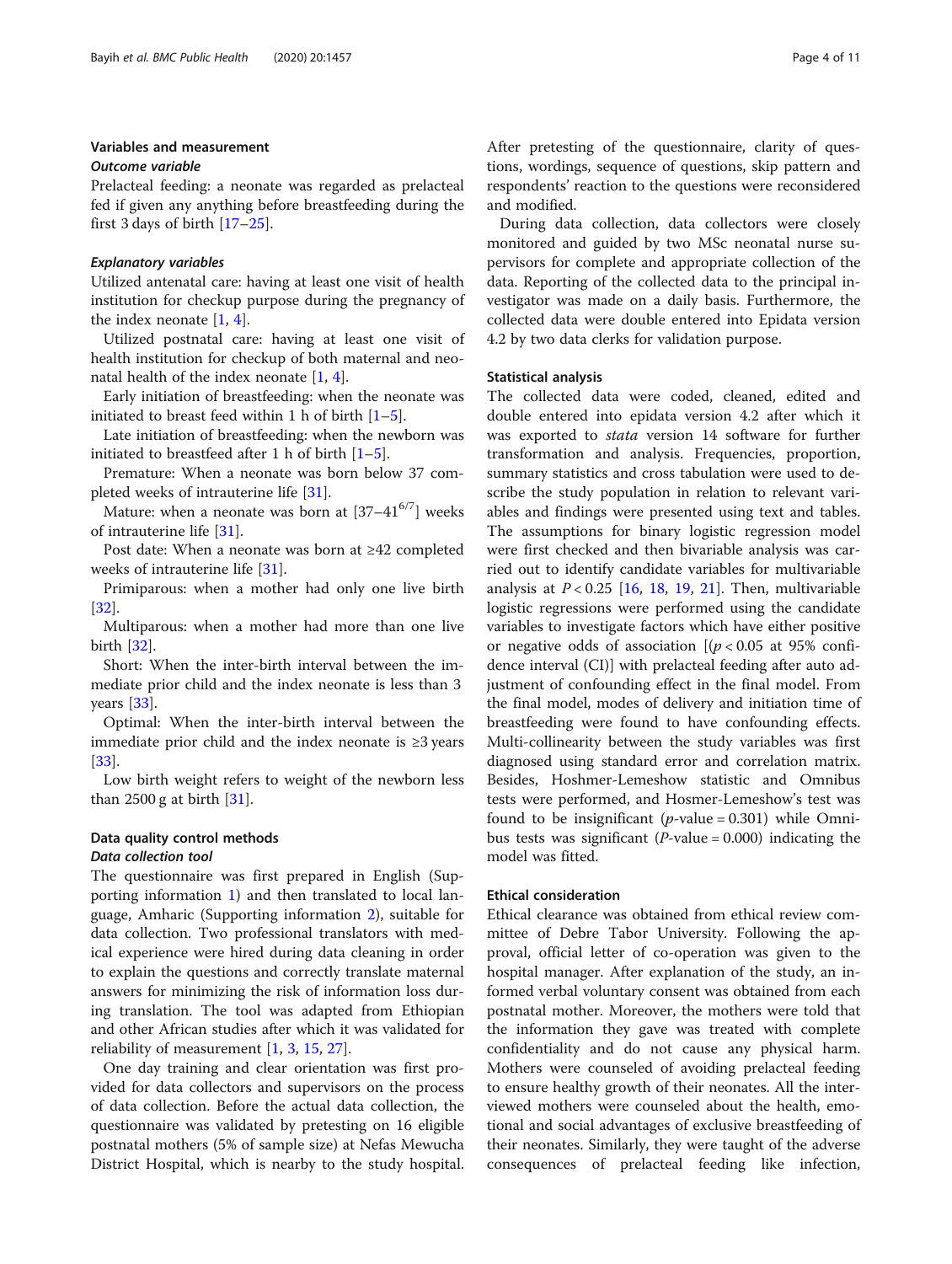### Variables and measurement

#### *Outcome variable*

Prelacteal feeding: a neonate was regarded as prelacteal fed if given any anything before breastfeeding during the first 3 days of birth [17–25].

#### *Explanatory variables*

Utilized antenatal care: having at least one visit of health institution for checkup purpose during the pregnancy of the index neonate [1, 4].

Utilized postnatal care: having at least one visit of health institution for checkup of both maternal and neonatal health of the index neonate [1, 4].

Early initiation of breastfeeding: when the neonate was initiated to breast feed within 1 h of birth [1–5].

Late initiation of breastfeeding: when the newborn was initiated to breastfeed after 1 h of birth [1–5].

Premature: When a neonate was born below 37 completed weeks of intrauterine life [31].

Mature: when a neonate was born at $[37–41^{6/7}]$ weeks of intrauterine life [31].

Post date: When a neonate was born at ≥42 completed weeks of intrauterine life [31].

Primiparous: when a mother had only one live birth [32].

Multiparous: when a mother had more than one live birth [32].

Short: When the inter-birth interval between the immediate prior child and the index neonate is less than 3 years [33].

Optimal: When the inter-birth interval between the immediate prior child and the index neonate is ≥3 years [33].

Low birth weight refers to weight of the newborn less than 2500 g at birth [31].

### Data quality control methods

#### *Data collection tool*

The questionnaire was first prepared in English (Supporting information 1) and then translated to local language, Amharic (Supporting information 2), suitable for data collection. Two professional translators with medical experience were hired during data cleaning in order to explain the questions and correctly translate maternal answers for minimizing the risk of information loss during translation. The tool was adapted from Ethiopian and other African studies after which it was validated for reliability of measurement [1, 3, 15, 27].

One day training and clear orientation was first provided for data collectors and supervisors on the process of data collection. Before the actual data collection, the questionnaire was validated by pretesting on 16 eligible postnatal mothers (5% of sample size) at Nefas Mewucha District Hospital, which is nearby to the study hospital. After pretesting of the questionnaire, clarity of questions, wordings, sequence of questions, skip pattern and respondents' reaction to the questions were reconsidered and modified.

During data collection, data collectors were closely monitored and guided by two MSc neonatal nurse supervisors for complete and appropriate collection of the data. Reporting of the collected data to the principal investigator was made on a daily basis. Furthermore, the collected data were double entered into Epidata version 4.2 by two data clerks for validation purpose.

### Statistical analysis

The collected data were coded, cleaned, edited and double entered into epidata version 4.2 after which it was exported to *stata* version 14 software for further transformation and analysis. Frequencies, proportion, summary statistics and cross tabulation were used to describe the study population in relation to relevant variables and findings were presented using text and tables. The assumptions for binary logistic regression model were first checked and then bivariable analysis was carried out to identify candidate variables for multivariable analysis at $P < 0.25$ [16, 18, 19, 21]. Then, multivariable logistic regressions were performed using the candidate variables to investigate factors which have either positive or negative odds of association [($p < 0.05$ at 95% confidence interval (CI)] with prelacteal feeding after auto adjustment of confounding effect in the final model. From the final model, modes of delivery and initiation time of breastfeeding were found to have confounding effects. Multi-collinearity between the study variables was first diagnosed using standard error and correlation matrix. Besides, Hoshmer-Lemeshow statistic and Omnibus tests were performed, and Hosmer-Lemeshow's test was found to be insignificant ($p$-value = 0.301) while Omnibus tests was significant ($P$-value = 0.000) indicating the model was fitted.

### Ethical consideration

Ethical clearance was obtained from ethical review committee of Debre Tabor University. Following the approval, official letter of co-operation was given to the hospital manager. After explanation of the study, an informed verbal voluntary consent was obtained from each postnatal mother. Moreover, the mothers were told that the information they gave was treated with complete confidentiality and do not cause any physical harm. Mothers were counseled of avoiding prelacteal feeding to ensure healthy growth of their neonates. All the interviewed mothers were counseled about the health, emotional and social advantages of exclusive breastfeeding of their neonates. Similarly, they were taught of the adverse consequences of prelacteal feeding like infection,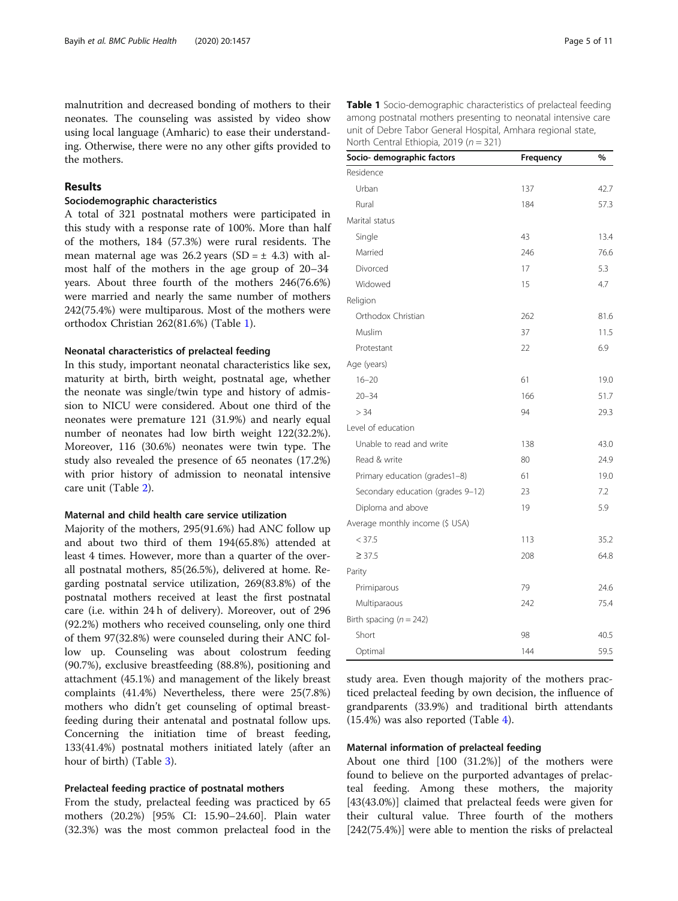malnutrition and decreased bonding of mothers to their neonates. The counseling was assisted by video show using local language (Amharic) to ease their understanding. Otherwise, there were no any other gifts provided to the mothers.

## Results

### Sociodemographic characteristics

A total of 321 postnatal mothers were participated in this study with a response rate of 100%. More than half of the mothers, 184 (57.3%) were rural residents. The mean maternal age was 26.2 years (SD = ± 4.3) with almost half of the mothers in the age group of 20–34 years. About three fourth of the mothers 246(76.6%) were married and nearly the same number of mothers 242(75.4%) were multiparous. Most of the mothers were orthodox Christian 262(81.6%) (Table 1).

**Table 1** Socio-demographic characteristics of prelacteal feeding among postnatal mothers presenting to neonatal intensive care unit of Debre Tabor General Hospital, Amhara regional state, North Central Ethiopia, 2019 (*n* = 321)

| Socio- demographic factors | Frequency | % |
|---|---|---|
| Residence | | |
| Urban | 137 | 42.7 |
| Rural | 184 | 57.3 |
| Marital status | | |
| Single | 43 | 13.4 |
| Married | 246 | 76.6 |
| Divorced | 17 | 5.3 |
| Widowed | 15 | 4.7 |
| Religion | | |
| Orthodox Christian | 262 | 81.6 |
| Muslim | 37 | 11.5 |
| Protestant | 22 | 6.9 |
| Age (years) | | |
| 16–20 | 61 | 19.0 |
| 20–34 | 166 | 51.7 |
| > 34 | 94 | 29.3 |
| Level of education | | |
| Unable to read and write | 138 | 43.0 |
| Read & write | 80 | 24.9 |
| Primary education (grades1–8) | 61 | 19.0 |
| Secondary education (grades 9–12) | 23 | 7.2 |
| Diploma and above | 19 | 5.9 |
| Average monthly income ($ USA) | | |
| < 37.5 | 113 | 35.2 |
| ≥ 37.5 | 208 | 64.8 |
| Parity | | |
| Primiparous | 79 | 24.6 |
| Multiparaous | 242 | 75.4 |
| Birth spacing (*n* = 242) | | |
| Short | 98 | 40.5 |
| Optimal | 144 | 59.5 |

### Neonatal characteristics of prelacteal feeding

In this study, important neonatal characteristics like sex, maturity at birth, birth weight, postnatal age, whether the neonate was single/twin type and history of admission to NICU were considered. About one third of the neonates were premature 121 (31.9%) and nearly equal number of neonates had low birth weight 122(32.2%). Moreover, 116 (30.6%) neonates were twin type. The study also revealed the presence of 65 neonates (17.2%) with prior history of admission to neonatal intensive care unit (Table 2).

### Maternal and child health care service utilization

Majority of the mothers, 295(91.6%) had ANC follow up and about two third of them 194(65.8%) attended at least 4 times. However, more than a quarter of the overall postnatal mothers, 85(26.5%), delivered at home. Regarding postnatal service utilization, 269(83.8%) of the postnatal mothers received at least the first postnatal care (i.e. within 24 h of delivery). Moreover, out of 296 (92.2%) mothers who received counseling, only one third of them 97(32.8%) were counseled during their ANC follow up. Counseling was about colostrum feeding (90.7%), exclusive breastfeeding (88.8%), positioning and attachment (45.1%) and management of the likely breast complaints (41.4%) Nevertheless, there were 25(7.8%) mothers who didn't get counseling of optimal breastfeeding during their antenatal and postnatal follow ups. Concerning the initiation time of breast feeding, 133(41.4%) postnatal mothers initiated lately (after an hour of birth) (Table 3).

### Prelacteal feeding practice of postnatal mothers

From the study, prelacteal feeding was practiced by 65 mothers (20.2%) [95% CI: 15.90–24.60]. Plain water (32.3%) was the most common prelacteal food in the study area. Even though majority of the mothers practiced prelacteal feeding by own decision, the influence of grandparents (33.9%) and traditional birth attendants (15.4%) was also reported (Table 4).

### Maternal information of prelacteal feeding

About one third [100 (31.2%)] of the mothers were found to believe on the purported advantages of prelacteal feeding. Among these mothers, the majority [43(43.0%)] claimed that prelacteal feeds were given for their cultural value. Three fourth of the mothers [242(75.4%)] were able to mention the risks of prelacteal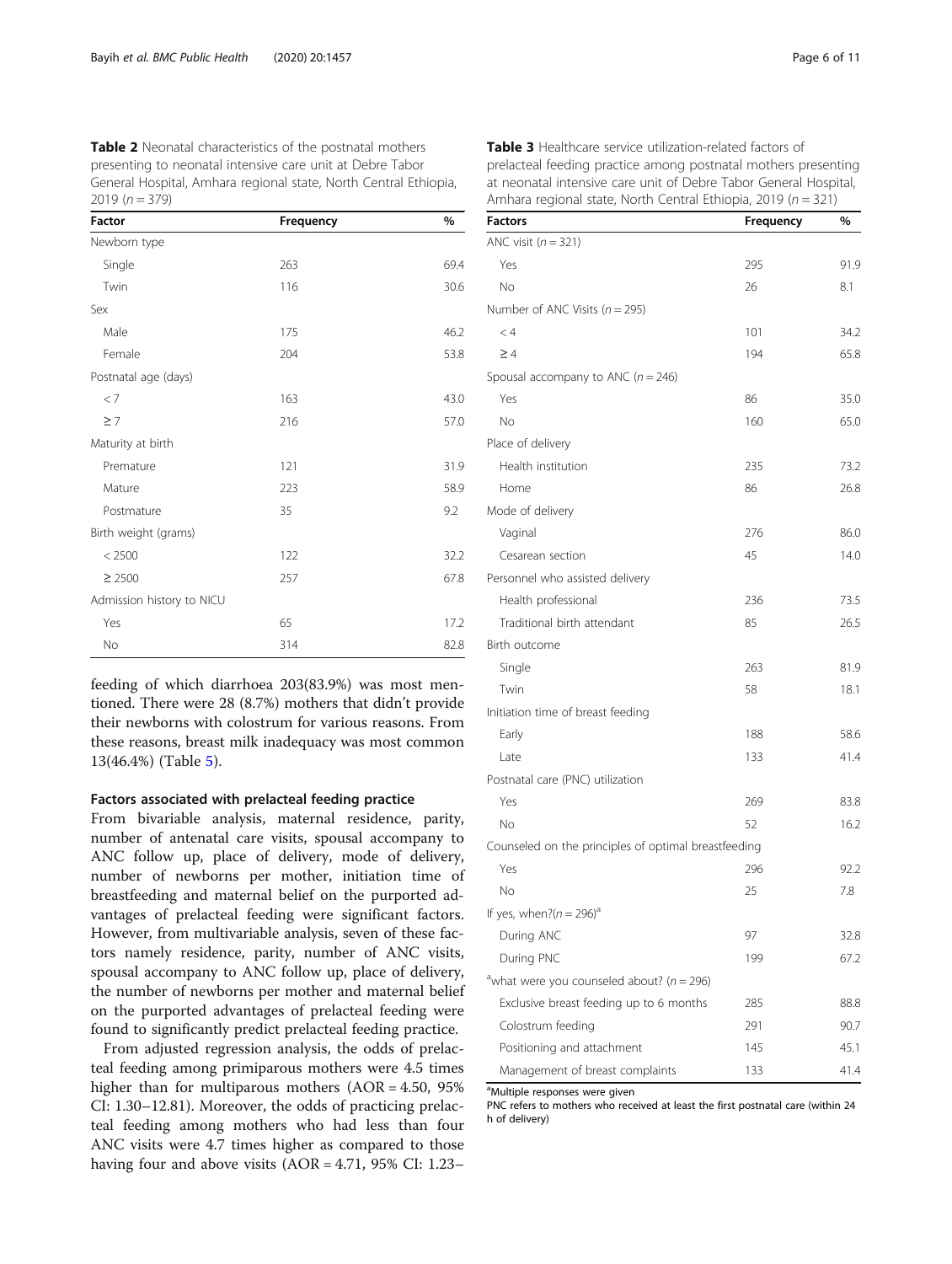**Table 2** Neonatal characteristics of the postnatal mothers presenting to neonatal intensive care unit at Debre Tabor General Hospital, Amhara regional state, North Central Ethiopia, 2019 ($n = 379$)

| Factor | Frequency | % |
|---|---|---|
| Newborn type | | |
| Single | 263 | 69.4 |
| Twin | 116 | 30.6 |
| Sex | | |
| Male | 175 | 46.2 |
| Female | 204 | 53.8 |
| Postnatal age (days) | | |
| < 7 | 163 | 43.0 |
| ≥ 7 | 216 | 57.0 |
| Maturity at birth | | |
| Premature | 121 | 31.9 |
| Mature | 223 | 58.9 |
| Postmature | 35 | 9.2 |
| Birth weight (grams) | | |
| < 2500 | 122 | 32.2 |
| ≥ 2500 | 257 | 67.8 |
| Admission history to NICU | | |
| Yes | 65 | 17.2 |
| No | 314 | 82.8 |

feeding of which diarrhoea 203(83.9%) was most mentioned. There were 28 (8.7%) mothers that didn't provide their newborns with colostrum for various reasons. From these reasons, breast milk inadequacy was most common 13(46.4%) (Table 5).

### Factors associated with prelacteal feeding practice

From bivariable analysis, maternal residence, parity, number of antenatal care visits, spousal accompany to ANC follow up, place of delivery, mode of delivery, number of newborns per mother, initiation time of breastfeeding and maternal belief on the purported advantages of prelacteal feeding were significant factors. However, from multivariable analysis, seven of these factors namely residence, parity, number of ANC visits, spousal accompany to ANC follow up, place of delivery, the number of newborns per mother and maternal belief on the purported advantages of prelacteal feeding were found to significantly predict prelacteal feeding practice.

From adjusted regression analysis, the odds of prelacteal feeding among primiparous mothers were 4.5 times higher than for multiparous mothers (AOR = 4.50, 95% CI: 1.30–12.81). Moreover, the odds of practicing prelacteal feeding among mothers who had less than four ANC visits were 4.7 times higher as compared to those having four and above visits (AOR = 4.71, 95% CI: 1.23–

**Table 3** Healthcare service utilization-related factors of prelacteal feeding practice among postnatal mothers presenting at neonatal intensive care unit of Debre Tabor General Hospital, Amhara regional state, North Central Ethiopia, 2019 ($n = 321$)

| Factors | Frequency | % |
|---|---|---|
| ANC visit ($n = 321$) | | |
| Yes | 295 | 91.9 |
| No | 26 | 8.1 |
| Number of ANC Visits ($n = 295$) | | |
| < 4 | 101 | 34.2 |
| ≥ 4 | 194 | 65.8 |
| Spousal accompany to ANC ($n = 246$) | | |
| Yes | 86 | 35.0 |
| No | 160 | 65.0 |
| Place of delivery | | |
| Health institution | 235 | 73.2 |
| Home | 86 | 26.8 |
| Mode of delivery | | |
| Vaginal | 276 | 86.0 |
| Cesarean section | 45 | 14.0 |
| Personnel who assisted delivery | | |
| Health professional | 236 | 73.5 |
| Traditional birth attendant | 85 | 26.5 |
| Birth outcome | | |
| Single | 263 | 81.9 |
| Twin | 58 | 18.1 |
| Initiation time of breast feeding | | |
| Early | 188 | 58.6 |
| Late | 133 | 41.4 |
| Postnatal care (PNC) utilization | | |
| Yes | 269 | 83.8 |
| No | 52 | 16.2 |
| Counseled on the principles of optimal breastfeeding | | |
| Yes | 296 | 92.2 |
| No | 25 | 7.8 |
| If yes, when?($n = 296$)[a] | | |
| During ANC | 97 | 32.8 |
| During PNC | 199 | 67.2 |
| [a]what were you counseled about? ($n = 296$) | | |
| Exclusive breast feeding up to 6 months | 285 | 88.8 |
| Colostrum feeding | 291 | 90.7 |
| Positioning and attachment | 145 | 45.1 |
| Management of breast complaints | 133 | 41.4 |

[a]Multiple responses were given

PNC refers to mothers who received at least the first postnatal care (within 24 h of delivery)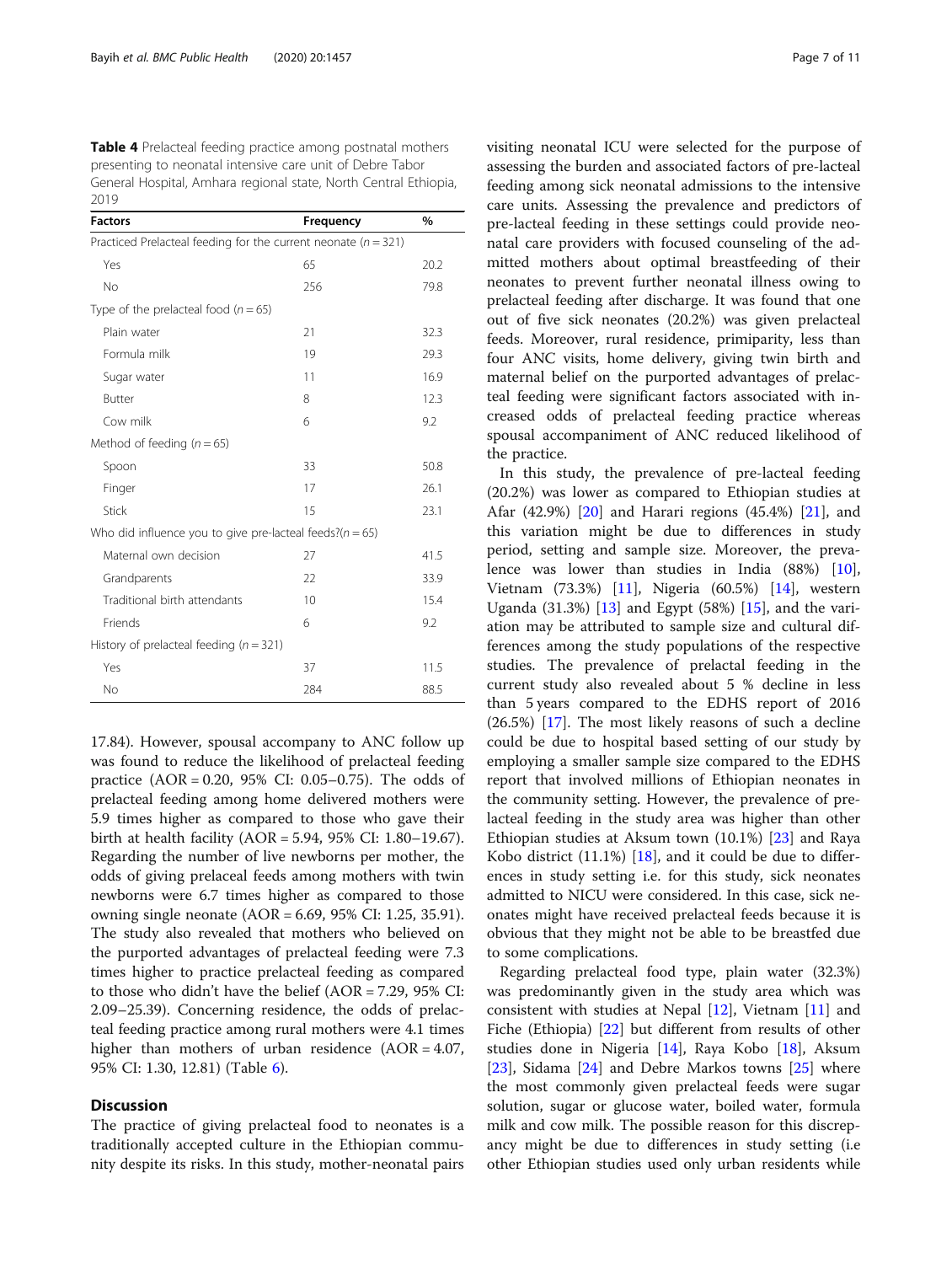**Table 4** Prelacteal feeding practice among postnatal mothers presenting to neonatal intensive care unit of Debre Tabor General Hospital, Amhara regional state, North Central Ethiopia, 2019

| Factors | Frequency | % |
|---|---|---|
| Practiced Prelacteal feeding for the current neonate ($n = 321$) | | |
| Yes | 65 | 20.2 |
| No | 256 | 79.8 |
| Type of the prelacteal food ($n = 65$) | | |
| Plain water | 21 | 32.3 |
| Formula milk | 19 | 29.3 |
| Sugar water | 11 | 16.9 |
| Butter | 8 | 12.3 |
| Cow milk | 6 | 9.2 |
| Method of feeding ($n = 65$) | | |
| Spoon | 33 | 50.8 |
| Finger | 17 | 26.1 |
| Stick | 15 | 23.1 |
| Who did influence you to give pre-lacteal feeds?($n = 65$) | | |
| Maternal own decision | 27 | 41.5 |
| Grandparents | 22 | 33.9 |
| Traditional birth attendants | 10 | 15.4 |
| Friends | 6 | 9.2 |
| History of prelacteal feeding ($n = 321$) | | |
| Yes | 37 | 11.5 |
| No | 284 | 88.5 |

17.84). However, spousal accompany to ANC follow up was found to reduce the likelihood of prelacteal feeding practice (AOR = 0.20, 95% CI: 0.05–0.75). The odds of prelacteal feeding among home delivered mothers were 5.9 times higher as compared to those who gave their birth at health facility (AOR = 5.94, 95% CI: 1.80–19.67). Regarding the number of live newborns per mother, the odds of giving prelaceal feeds among mothers with twin newborns were 6.7 times higher as compared to those owning single neonate (AOR = 6.69, 95% CI: 1.25, 35.91). The study also revealed that mothers who believed on the purported advantages of prelacteal feeding were 7.3 times higher to practice prelacteal feeding as compared to those who didn't have the belief (AOR = 7.29, 95% CI: 2.09–25.39). Concerning residence, the odds of prelacteal feeding practice among rural mothers were 4.1 times higher than mothers of urban residence (AOR = 4.07, 95% CI: 1.30, 12.81) (Table 6).

## Discussion

The practice of giving prelacteal food to neonates is a traditionally accepted culture in the Ethiopian community despite its risks. In this study, mother-neonatal pairs visiting neonatal ICU were selected for the purpose of assessing the burden and associated factors of pre-lacteal feeding among sick neonatal admissions to the intensive care units. Assessing the prevalence and predictors of pre-lacteal feeding in these settings could provide neonatal care providers with focused counseling of the admitted mothers about optimal breastfeeding of their neonates to prevent further neonatal illness owing to prelacteal feeding after discharge. It was found that one out of five sick neonates (20.2%) was given prelacteal feeds. Moreover, rural residence, primiparity, less than four ANC visits, home delivery, giving twin birth and maternal belief on the purported advantages of prelacteal feeding were significant factors associated with increased odds of prelacteal feeding practice whereas spousal accompaniment of ANC reduced likelihood of the practice.

In this study, the prevalence of pre-lacteal feeding (20.2%) was lower as compared to Ethiopian studies at Afar (42.9%) [20] and Harari regions (45.4%) [21], and this variation might be due to differences in study period, setting and sample size. Moreover, the prevalence was lower than studies in India (88%) [10], Vietnam (73.3%) [11], Nigeria (60.5%) [14], western Uganda (31.3%) [13] and Egypt (58%) [15], and the variation may be attributed to sample size and cultural differences among the study populations of the respective studies. The prevalence of prelactal feeding in the current study also revealed about 5 % decline in less than 5 years compared to the EDHS report of 2016 (26.5%) [17]. The most likely reasons of such a decline could be due to hospital based setting of our study by employing a smaller sample size compared to the EDHS report that involved millions of Ethiopian neonates in the community setting. However, the prevalence of prelacteal feeding in the study area was higher than other Ethiopian studies at Aksum town (10.1%) [23] and Raya Kobo district (11.1%) [18], and it could be due to differences in study setting i.e. for this study, sick neonates admitted to NICU were considered. In this case, sick neonates might have received prelacteal feeds because it is obvious that they might not be able to be breastfed due to some complications.

Regarding prelacteal food type, plain water (32.3%) was predominantly given in the study area which was consistent with studies at Nepal [12], Vietnam [11] and Fiche (Ethiopia) [22] but different from results of other studies done in Nigeria [14], Raya Kobo [18], Aksum [23], Sidama [24] and Debre Markos towns [25] where the most commonly given prelacteal feeds were sugar solution, sugar or glucose water, boiled water, formula milk and cow milk. The possible reason for this discrepancy might be due to differences in study setting (i.e other Ethiopian studies used only urban residents while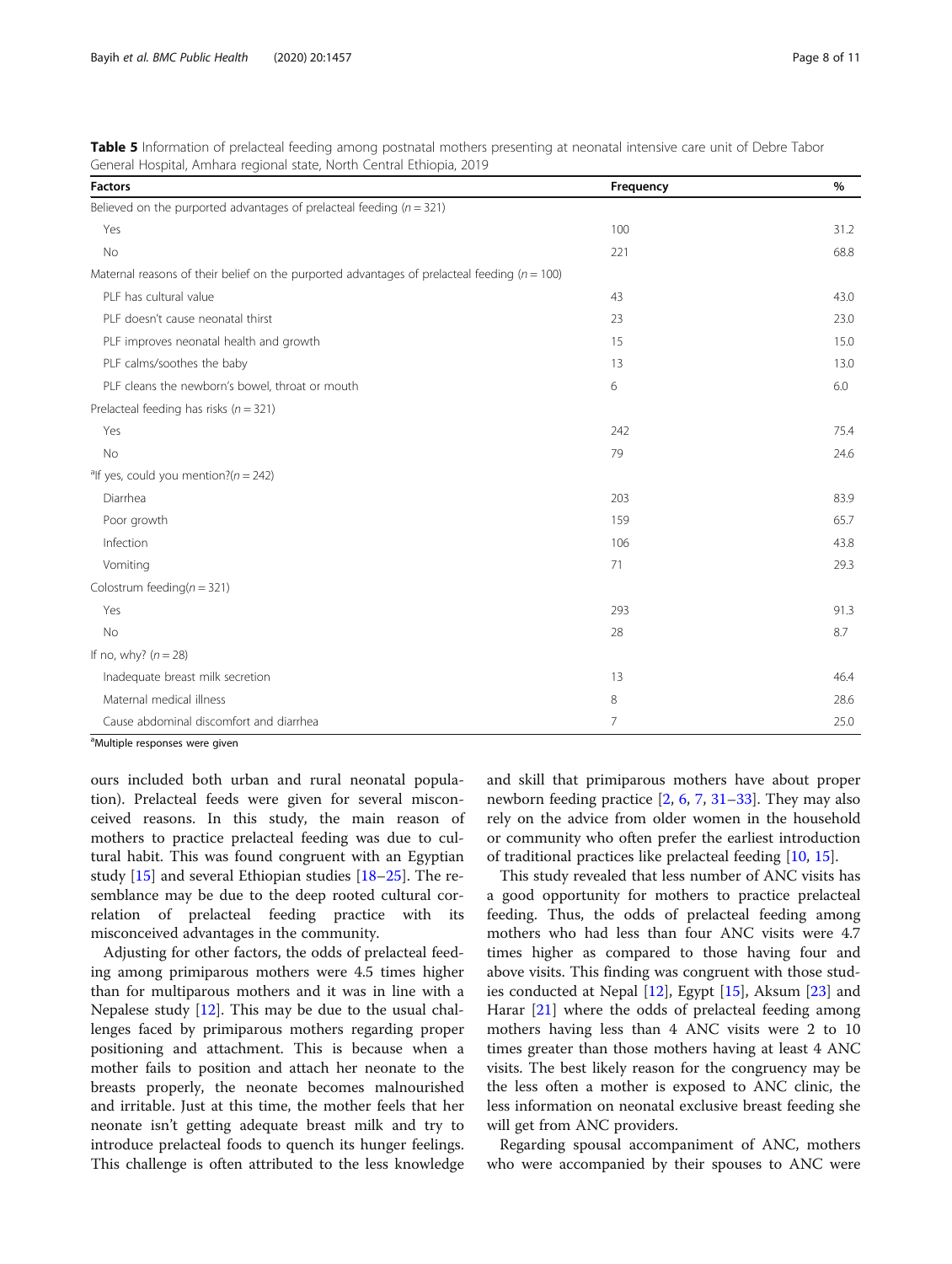**Table 5** Information of prelacteal feeding among postnatal mothers presenting at neonatal intensive care unit of Debre Tabor General Hospital, Amhara regional state, North Central Ethiopia, 2019

| Factors | Frequency | % |
|---|---|---|
| Believed on the purported advantages of prelacteal feeding (n = 321) | | |
| Yes | 100 | 31.2 |
| No | 221 | 68.8 |
| Maternal reasons of their belief on the purported advantages of prelacteal feeding (n = 100) | | |
| PLF has cultural value | 43 | 43.0 |
| PLF doesn't cause neonatal thirst | 23 | 23.0 |
| PLF improves neonatal health and growth | 15 | 15.0 |
| PLF calms/soothes the baby | 13 | 13.0 |
| PLF cleans the newborn's bowel, throat or mouth | 6 | 6.0 |
| Prelacteal feeding has risks (n = 321) | | |
| Yes | 242 | 75.4 |
| No | 79 | 24.6 |
| [a]If yes, could you mention?(n = 242) | | |
| Diarrhea | 203 | 83.9 |
| Poor growth | 159 | 65.7 |
| Infection | 106 | 43.8 |
| Vomiting | 71 | 29.3 |
| Colostrum feeding(n = 321) | | |
| Yes | 293 | 91.3 |
| No | 28 | 8.7 |
| If no, why? (n = 28) | | |
| Inadequate breast milk secretion | 13 | 46.4 |
| Maternal medical illness | 8 | 28.6 |
| Cause abdominal discomfort and diarrhea | 7 | 25.0 |

[a]Multiple responses were given

ours included both urban and rural neonatal population). Prelacteal feeds were given for several misconceived reasons. In this study, the main reason of mothers to practice prelacteal feeding was due to cultural habit. This was found congruent with an Egyptian study [15] and several Ethiopian studies [18–25]. The resemblance may be due to the deep rooted cultural correlation of prelacteal feeding practice with its misconceived advantages in the community.

Adjusting for other factors, the odds of prelacteal feeding among primiparous mothers were 4.5 times higher than for multiparous mothers and it was in line with a Nepalese study [12]. This may be due to the usual challenges faced by primiparous mothers regarding proper positioning and attachment. This is because when a mother fails to position and attach her neonate to the breasts properly, the neonate becomes malnourished and irritable. Just at this time, the mother feels that her neonate isn't getting adequate breast milk and try to introduce prelacteal foods to quench its hunger feelings. This challenge is often attributed to the less knowledge and skill that primiparous mothers have about proper newborn feeding practice [2, 6, 7, 31–33]. They may also rely on the advice from older women in the household or community who often prefer the earliest introduction of traditional practices like prelacteal feeding [10, 15].

This study revealed that less number of ANC visits has a good opportunity for mothers to practice prelacteal feeding. Thus, the odds of prelacteal feeding among mothers who had less than four ANC visits were 4.7 times higher as compared to those having four and above visits. This finding was congruent with those studies conducted at Nepal [12], Egypt [15], Aksum [23] and Harar [21] where the odds of prelacteal feeding among mothers having less than 4 ANC visits were 2 to 10 times greater than those mothers having at least 4 ANC visits. The best likely reason for the congruency may be the less often a mother is exposed to ANC clinic, the less information on neonatal exclusive breast feeding she will get from ANC providers.

Regarding spousal accompaniment of ANC, mothers who were accompanied by their spouses to ANC were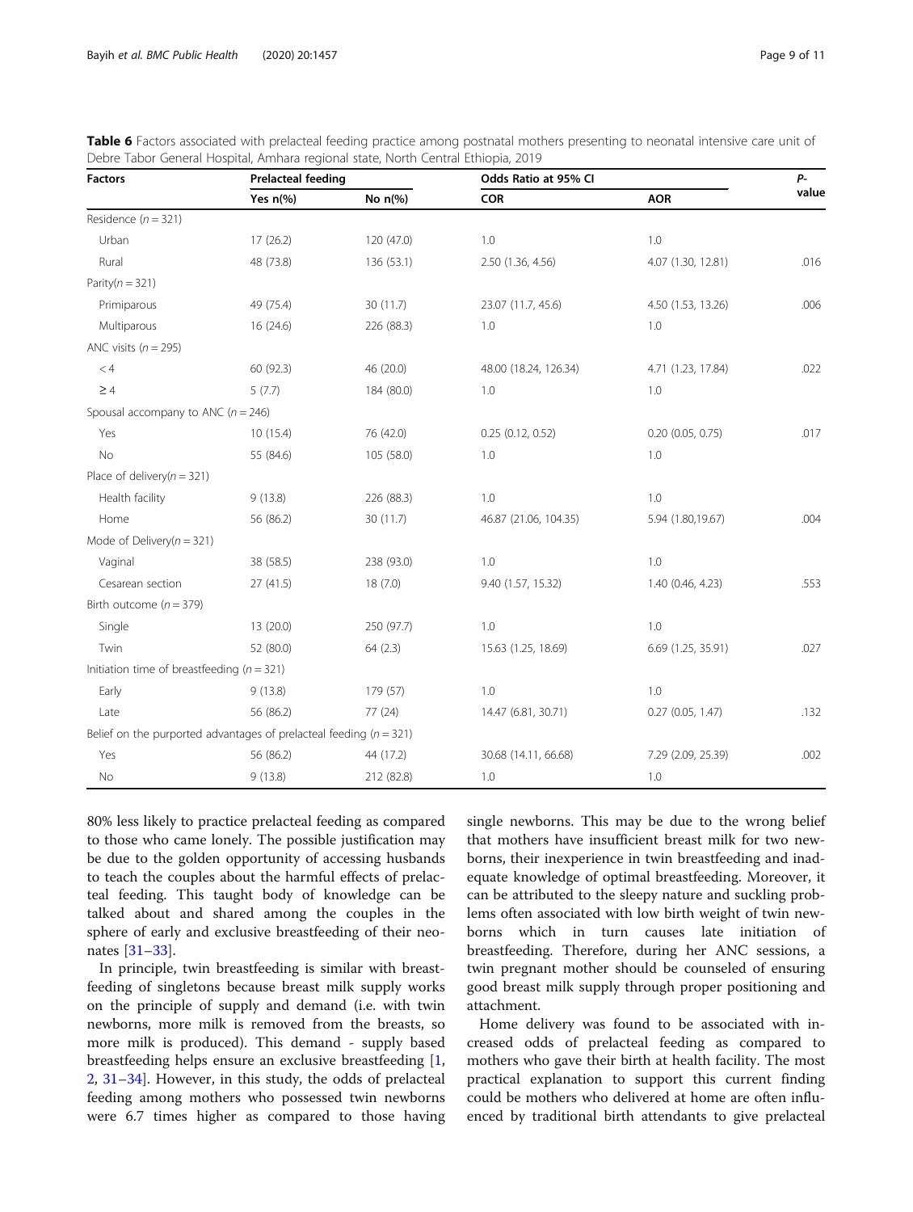**Table 6** Factors associated with prelacteal feeding practice among postnatal mothers presenting to neonatal intensive care unit of Debre Tabor General Hospital, Amhara regional state, North Central Ethiopia, 2019

| Factors | Prelacteal feeding | | Odds Ratio at 95% CI | | P-value |
|---|---|---|---|---|---|
| | Yes n(%) | No n(%) | COR | AOR | |
| Residence (n = 321) | | | | | |
| Urban | 17 (26.2) | 120 (47.0) | 1.0 | 1.0 | |
| Rural | 48 (73.8) | 136 (53.1) | 2.50 (1.36, 4.56) | 4.07 (1.30, 12.81) | .016 |
| Parity(n = 321) | | | | | |
| Primiparous | 49 (75.4) | 30 (11.7) | 23.07 (11.7, 45.6) | 4.50 (1.53, 13.26) | .006 |
| Multiparous | 16 (24.6) | 226 (88.3) | 1.0 | 1.0 | |
| ANC visits (n = 295) | | | | | |
| < 4 | 60 (92.3) | 46 (20.0) | 48.00 (18.24, 126.34) | 4.71 (1.23, 17.84) | .022 |
| ≥ 4 | 5 (7.7) | 184 (80.0) | 1.0 | 1.0 | |
| Spousal accompany to ANC (n = 246) | | | | | |
| Yes | 10 (15.4) | 76 (42.0) | 0.25 (0.12, 0.52) | 0.20 (0.05, 0.75) | .017 |
| No | 55 (84.6) | 105 (58.0) | 1.0 | 1.0 | |
| Place of delivery(n = 321) | | | | | |
| Health facility | 9 (13.8) | 226 (88.3) | 1.0 | 1.0 | |
| Home | 56 (86.2) | 30 (11.7) | 46.87 (21.06, 104.35) | 5.94 (1.80,19.67) | .004 |
| Mode of Delivery(n = 321) | | | | | |
| Vaginal | 38 (58.5) | 238 (93.0) | 1.0 | 1.0 | |
| Cesarean section | 27 (41.5) | 18 (7.0) | 9.40 (1.57, 15.32) | 1.40 (0.46, 4.23) | .553 |
| Birth outcome (n = 379) | | | | | |
| Single | 13 (20.0) | 250 (97.7) | 1.0 | 1.0 | |
| Twin | 52 (80.0) | 64 (2.3) | 15.63 (1.25, 18.69) | 6.69 (1.25, 35.91) | .027 |
| Initiation time of breastfeeding (n = 321) | | | | | |
| Early | 9 (13.8) | 179 (57) | 1.0 | 1.0 | |
| Late | 56 (86.2) | 77 (24) | 14.47 (6.81, 30.71) | 0.27 (0.05, 1.47) | .132 |
| Belief on the purported advantages of prelacteal feeding (n = 321) | | | | | |
| Yes | 56 (86.2) | 44 (17.2) | 30.68 (14.11, 66.68) | 7.29 (2.09, 25.39) | .002 |
| No | 9 (13.8) | 212 (82.8) | 1.0 | 1.0 | |

80% less likely to practice prelacteal feeding as compared to those who came lonely. The possible justification may be due to the golden opportunity of accessing husbands to teach the couples about the harmful effects of prelacteal feeding. This taught body of knowledge can be talked about and shared among the couples in the sphere of early and exclusive breastfeeding of their neonates [31–33].

In principle, twin breastfeeding is similar with breastfeeding of singletons because breast milk supply works on the principle of supply and demand (i.e. with twin newborns, more milk is removed from the breasts, so more milk is produced). This demand - supply based breastfeeding helps ensure an exclusive breastfeeding [1, 2, 31–34]. However, in this study, the odds of prelacteal feeding among mothers who possessed twin newborns were 6.7 times higher as compared to those having single newborns. This may be due to the wrong belief that mothers have insufficient breast milk for two newborns, their inexperience in twin breastfeeding and inadequate knowledge of optimal breastfeeding. Moreover, it can be attributed to the sleepy nature and suckling problems often associated with low birth weight of twin newborns which in turn causes late initiation of breastfeeding. Therefore, during her ANC sessions, a twin pregnant mother should be counseled of ensuring good breast milk supply through proper positioning and attachment.

Home delivery was found to be associated with increased odds of prelacteal feeding as compared to mothers who gave their birth at health facility. The most practical explanation to support this current finding could be mothers who delivered at home are often influenced by traditional birth attendants to give prelacteal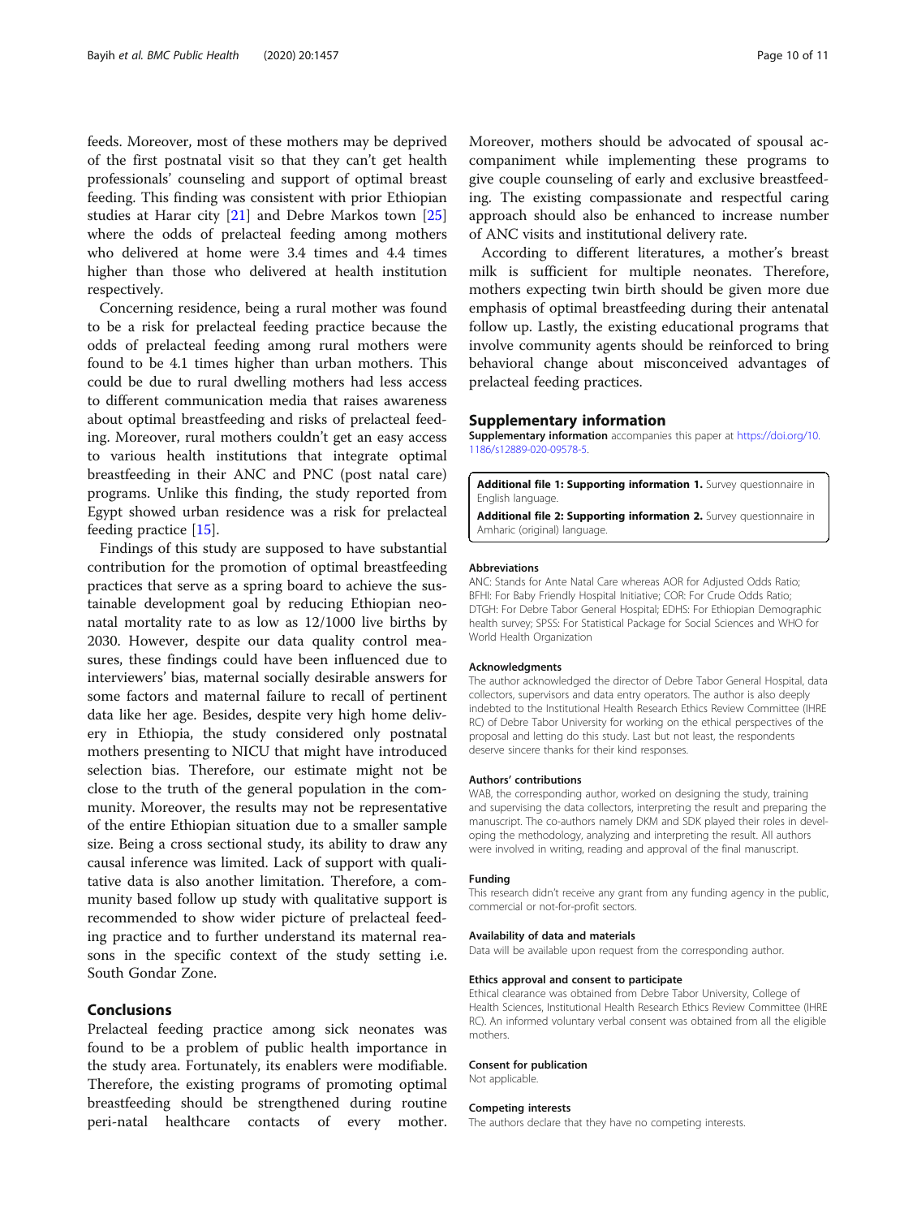feeds. Moreover, most of these mothers may be deprived of the first postnatal visit so that they can't get health professionals' counseling and support of optimal breast feeding. This finding was consistent with prior Ethiopian studies at Harar city [21] and Debre Markos town [25] where the odds of prelacteal feeding among mothers who delivered at home were 3.4 times and 4.4 times higher than those who delivered at health institution respectively.

Concerning residence, being a rural mother was found to be a risk for prelacteal feeding practice because the odds of prelacteal feeding among rural mothers were found to be 4.1 times higher than urban mothers. This could be due to rural dwelling mothers had less access to different communication media that raises awareness about optimal breastfeeding and risks of prelacteal feeding. Moreover, rural mothers couldn't get an easy access to various health institutions that integrate optimal breastfeeding in their ANC and PNC (post natal care) programs. Unlike this finding, the study reported from Egypt showed urban residence was a risk for prelacteal feeding practice [15].

Findings of this study are supposed to have substantial contribution for the promotion of optimal breastfeeding practices that serve as a spring board to achieve the sustainable development goal by reducing Ethiopian neonatal mortality rate to as low as 12/1000 live births by 2030. However, despite our data quality control measures, these findings could have been influenced due to interviewers' bias, maternal socially desirable answers for some factors and maternal failure to recall of pertinent data like her age. Besides, despite very high home delivery in Ethiopia, the study considered only postnatal mothers presenting to NICU that might have introduced selection bias. Therefore, our estimate might not be close to the truth of the general population in the community. Moreover, the results may not be representative of the entire Ethiopian situation due to a smaller sample size. Being a cross sectional study, its ability to draw any causal inference was limited. Lack of support with qualitative data is also another limitation. Therefore, a community based follow up study with qualitative support is recommended to show wider picture of prelacteal feeding practice and to further understand its maternal reasons in the specific context of the study setting i.e. South Gondar Zone.

## Conclusions

Prelacteal feeding practice among sick neonates was found to be a problem of public health importance in the study area. Fortunately, its enablers were modifiable. Therefore, the existing programs of promoting optimal breastfeeding should be strengthened during routine peri-natal healthcare contacts of every mother. Moreover, mothers should be advocated of spousal accompaniment while implementing these programs to give couple counseling of early and exclusive breastfeeding. The existing compassionate and respectful caring approach should also be enhanced to increase number of ANC visits and institutional delivery rate.

According to different literatures, a mother's breast milk is sufficient for multiple neonates. Therefore, mothers expecting twin birth should be given more due emphasis of optimal breastfeeding during their antenatal follow up. Lastly, the existing educational programs that involve community agents should be reinforced to bring behavioral change about misconceived advantages of prelacteal feeding practices.

## Supplementary information

**Supplementary information** accompanies this paper at https://doi.org/10.1186/s12889-020-09578-5.

**Additional file 1: Supporting information 1.** Survey questionnaire in English language.

**Additional file 2: Supporting information 2.** Survey questionnaire in Amharic (original) language.

#### Abbreviations

ANC: Stands for Ante Natal Care whereas AOR for Adjusted Odds Ratio; BFHI: For Baby Friendly Hospital Initiative; COR: For Crude Odds Ratio; DTGH: For Debre Tabor General Hospital; EDHS: For Ethiopian Demographic health survey; SPSS: For Statistical Package for Social Sciences and WHO for World Health Organization

#### Acknowledgments

The author acknowledged the director of Debre Tabor General Hospital, data collectors, supervisors and data entry operators. The author is also deeply indebted to the Institutional Health Research Ethics Review Committee (IHRE RC) of Debre Tabor University for working on the ethical perspectives of the proposal and letting do this study. Last but not least, the respondents deserve sincere thanks for their kind responses.

#### Authors' contributions

WAB, the corresponding author, worked on designing the study, training and supervising the data collectors, interpreting the result and preparing the manuscript. The co-authors namely DKM and SDK played their roles in developing the methodology, analyzing and interpreting the result. All authors were involved in writing, reading and approval of the final manuscript.

#### Funding

This research didn't receive any grant from any funding agency in the public, commercial or not-for-profit sectors.

#### Availability of data and materials

Data will be available upon request from the corresponding author.

#### Ethics approval and consent to participate

Ethical clearance was obtained from Debre Tabor University, College of Health Sciences, Institutional Health Research Ethics Review Committee (IHRE RC). An informed voluntary verbal consent was obtained from all the eligible mothers.

#### Consent for publication

Not applicable.

#### Competing interests

The authors declare that they have no competing interests.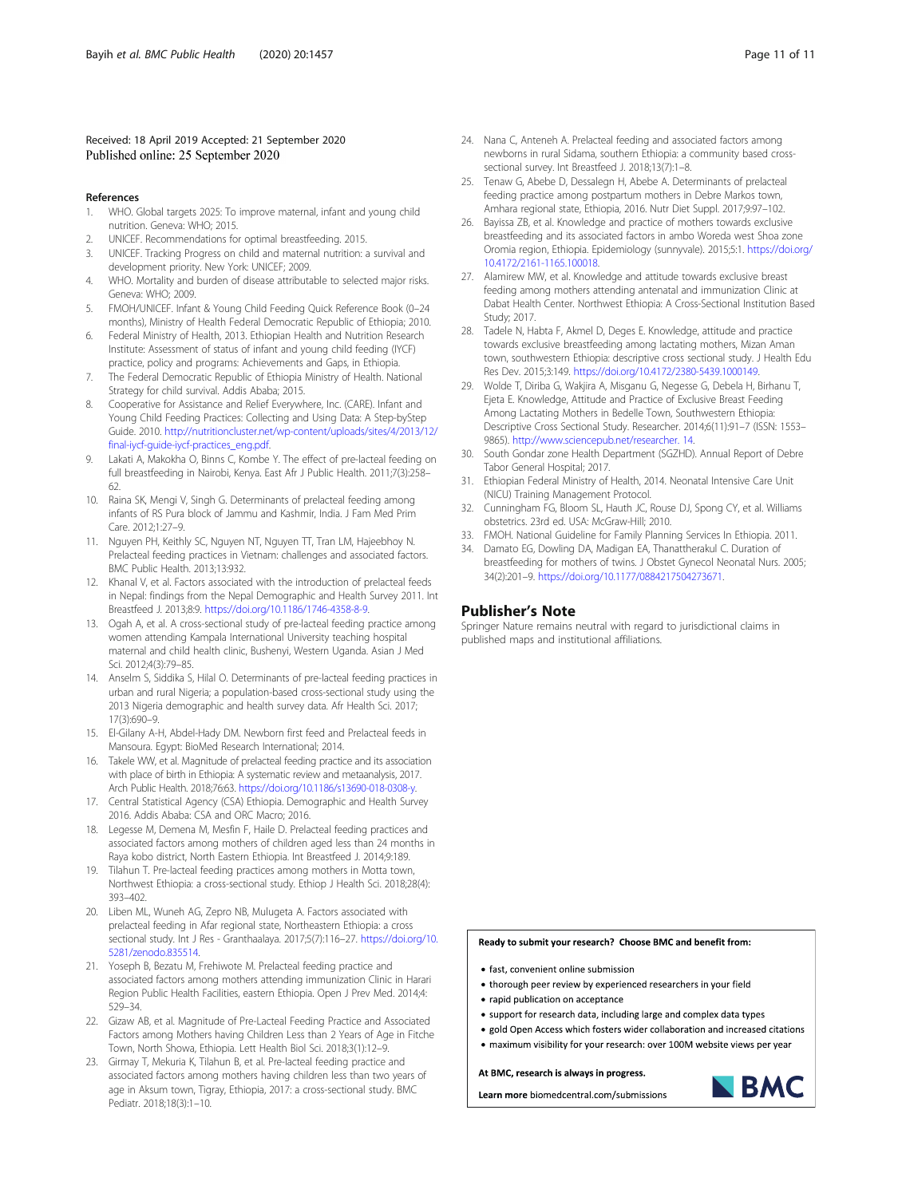Received: 18 April 2019 Accepted: 21 September 2020
Published online: 25 September 2020

## References

1. WHO. Global targets 2025: To improve maternal, infant and young child nutrition. Geneva: WHO; 2015.
2. UNICEF. Recommendations for optimal breastfeeding. 2015.
3. UNICEF. Tracking Progress on child and maternal nutrition: a survival and development priority. New York: UNICEF; 2009.
4. WHO. Mortality and burden of disease attributable to selected major risks. Geneva: WHO; 2009.
5. FMOH/UNICEF. Infant & Young Child Feeding Quick Reference Book (0–24 months), Ministry of Health Federal Democratic Republic of Ethiopia; 2010.
6. Federal Ministry of Health, 2013. Ethiopian Health and Nutrition Research Institute: Assessment of status of infant and young child feeding (IYCF) practice, policy and programs: Achievements and Gaps, in Ethiopia.
7. The Federal Democratic Republic of Ethiopia Ministry of Health. National Strategy for child survival. Addis Ababa; 2015.
8. Cooperative for Assistance and Relief Everywhere, Inc. (CARE). Infant and Young Child Feeding Practices: Collecting and Using Data: A Step-byStep Guide. 2010. http://nutritioncluster.net/wp-content/uploads/sites/4/2013/12/final-iycf-guide-iycf-practices_eng.pdf.
9. Lakati A, Makokha O, Binns C, Kombe Y. The effect of pre-lacteal feeding on full breastfeeding in Nairobi, Kenya. East Afr J Public Health. 2011;7(3):258–62.
10. Raina SK, Mengi V, Singh G. Determinants of prelacteal feeding among infants of RS Pura block of Jammu and Kashmir, India. J Fam Med Prim Care. 2012;1:27–9.
11. Nguyen PH, Keithly SC, Nguyen NT, Nguyen TT, Tran LM, Hajeebhoy N. Prelacteal feeding practices in Vietnam: challenges and associated factors. BMC Public Health. 2013;13:932.
12. Khanal V, et al. Factors associated with the introduction of prelacteal feeds in Nepal: findings from the Nepal Demographic and Health Survey 2011. Int Breastfeed J. 2013;8:9. https://doi.org/10.1186/1746-4358-8-9.
13. Ogah A, et al. A cross-sectional study of pre-lacteal feeding practice among women attending Kampala International University teaching hospital maternal and child health clinic, Bushenyi, Western Uganda. Asian J Med Sci. 2012;4(3):79–85.
14. Anselm S, Siddika S, Hilal O. Determinants of pre-lacteal feeding practices in urban and rural Nigeria; a population-based cross-sectional study using the 2013 Nigeria demographic and health survey data. Afr Health Sci. 2017;17(3):690–9.
15. El-Gilany A-H, Abdel-Hady DM. Newborn first feed and Prelacteal feeds in Mansoura. Egypt: BioMed Research International; 2014.
16. Takele WW, et al. Magnitude of prelacteal feeding practice and its association with place of birth in Ethiopia: A systematic review and metaanalysis, 2017. Arch Public Health. 2018;76:63. https://doi.org/10.1186/s13690-018-0308-y.
17. Central Statistical Agency (CSA) Ethiopia. Demographic and Health Survey 2016. Addis Ababa: CSA and ORC Macro; 2016.
18. Legesse M, Demena M, Mesfin F, Haile D. Prelacteal feeding practices and associated factors among mothers of children aged less than 24 months in Raya kobo district, North Eastern Ethiopia. Int Breastfeed J. 2014;9:189.
19. Tilahun T. Pre-lacteal feeding practices among mothers in Motta town, Northwest Ethiopia: a cross-sectional study. Ethiop J Health Sci. 2018;28(4):393–402.
20. Liben ML, Wuneh AG, Zepro NB, Mulugeta A. Factors associated with prelacteal feeding in Afar regional state, Northeastern Ethiopia: a cross sectional study. Int J Res - Granthaalaya. 2017;5(7):116–27. https://doi.org/10.5281/zenodo.835514.
21. Yoseph B, Bezatu M, Frehiwote M. Prelacteal feeding practice and associated factors among mothers attending immunization Clinic in Harari Region Public Health Facilities, eastern Ethiopia. Open J Prev Med. 2014;4:529–34.
22. Gizaw AB, et al. Magnitude of Pre-Lacteal Feeding Practice and Associated Factors among Mothers having Children Less than 2 Years of Age in Fitche Town, North Showa, Ethiopia. Lett Health Biol Sci. 2018;3(1):12–9.
23. Girmay T, Mekuria K, Tilahun B, et al. Pre-lacteal feeding practice and associated factors among mothers having children less than two years of age in Aksum town, Tigray, Ethiopia, 2017: a cross-sectional study. BMC Pediatr. 2018;18(3):1–10.
24. Nana C, Anteneh A. Prelacteal feeding and associated factors among newborns in rural Sidama, southern Ethiopia: a community based cross-sectional survey. Int Breastfeed J. 2018;13(7):1–8.
25. Tenaw G, Abebe D, Dessalegn H, Abebe A. Determinants of prelacteal feeding practice among postpartum mothers in Debre Markos town, Amhara regional state, Ethiopia, 2016. Nutr Diet Suppl. 2017;9:97–102.
26. Bayissa ZB, et al. Knowledge and practice of mothers towards exclusive breastfeeding and its associated factors in ambo Woreda west Shoa zone Oromia region, Ethiopia. Epidemiology (sunnyvale). 2015;5:1. https://doi.org/10.4172/2161-1165.100018.
27. Alamirew MW, et al. Knowledge and attitude towards exclusive breast feeding among mothers attending antenatal and immunization Clinic at Dabat Health Center. Northwest Ethiopia: A Cross-Sectional Institution Based Study; 2017.
28. Tadele N, Habta F, Akmel D, Deges E. Knowledge, attitude and practice towards exclusive breastfeeding among lactating mothers, Mizan Aman town, southwestern Ethiopia: descriptive cross sectional study. J Health Edu Res Dev. 2015;3:149. https://doi.org/10.4172/2380-5439.1000149.
29. Wolde T, Diriba G, Wakjira A, Misganu G, Negesse G, Debela H, Birhanu T, Ejeta E. Knowledge, Attitude and Practice of Exclusive Breast Feeding Among Lactating Mothers in Bedelle Town, Southwestern Ethiopia: Descriptive Cross Sectional Study. Researcher. 2014;6(11):91–7 (ISSN: 1553–9865). http://www.sciencepub.net/researcher. 14.
30. South Gondar zone Health Department (SGZHD). Annual Report of Debre Tabor General Hospital; 2017.
31. Ethiopian Federal Ministry of Health, 2014. Neonatal Intensive Care Unit (NICU) Training Management Protocol.
32. Cunningham FG, Bloom SL, Hauth JC, Rouse DJ, Spong CY, et al. Williams obstetrics. 23rd ed. USA: McGraw-Hill; 2010.
33. FMOH. National Guideline for Family Planning Services In Ethiopia. 2011.
34. Damato EG, Dowling DA, Madigan EA, Thanattherakul C. Duration of breastfeeding for mothers of twins. J Obstet Gynecol Neonatal Nurs. 2005;34(2):201–9. https://doi.org/10.1177/0884217504273671.

## Publisher's Note

Springer Nature remains neutral with regard to jurisdictional claims in published maps and institutional affiliations.

**Ready to submit your research? Choose BMC and benefit from:**

- fast, convenient online submission
- thorough peer review by experienced researchers in your field
- rapid publication on acceptance
- support for research data, including large and complex data types
- gold Open Access which fosters wider collaboration and increased citations
- maximum visibility for your research: over 100M website views per year

**At BMC, research is always in progress.**

**Learn more** biomedcentral.com/submissions

BMC